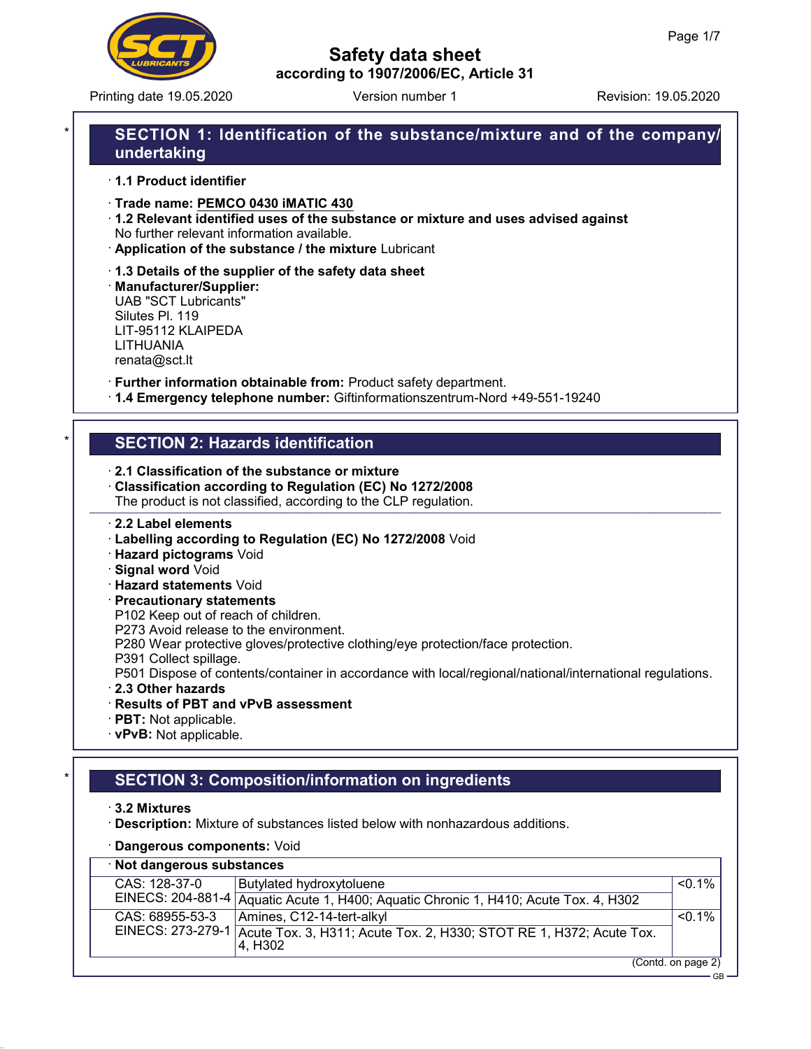# Safety data sheet

according to 1907/2006/EC, Article 31

Printing date 19.05.2020 | Version number 1 | Revision: 19.05.2020

## SECTION 1: Identification of the substance/mixture and of the company/undertaking

· **1.1 Product identifier**

· **Trade name: PEMCO 0430 iMATIC 430**

· **1.2 Relevant identified uses of the substance or mixture and uses advised against**
No further relevant information available.

· **Application of the substance / the mixture** Lubricant

· **1.3 Details of the supplier of the safety data sheet**

· **Manufacturer/Supplier:**
UAB "SCT Lubricants"
Silutes Pl. 119
LIT-95112 KLAIPEDA
LITHUANIA
renata@sct.lt

· **Further information obtainable from:** Product safety department.

· **1.4 Emergency telephone number:** Giftinformationszentrum-Nord +49-551-19240

## SECTION 2: Hazards identification

· **2.1 Classification of the substance or mixture**

· **Classification according to Regulation (EC) No 1272/2008**
The product is not classified, according to the CLP regulation.

· **2.2 Label elements**

· **Labelling according to Regulation (EC) No 1272/2008** Void

· **Hazard pictograms** Void

· **Signal word** Void

· **Hazard statements** Void

· **Precautionary statements**
P102 Keep out of reach of children.
P273 Avoid release to the environment.
P280 Wear protective gloves/protective clothing/eye protection/face protection.
P391 Collect spillage.
P501 Dispose of contents/container in accordance with local/regional/national/international regulations.

· **2.3 Other hazards**

· **Results of PBT and vPvB assessment**

· **PBT:** Not applicable.

· **vPvB:** Not applicable.

## SECTION 3: Composition/information on ingredients

· **3.2 Mixtures**

· **Description:** Mixture of substances listed below with nonhazardous additions.

· **Dangerous components:** Void

· **Not dangerous substances**

| Identifier | Substance / Classification | Concentration |
|---|---|---|
| CAS: 128-37-0<br>EINECS: 204-881-4 | Butylated hydroxytoluene<br>Aquatic Acute 1, H400; Aquatic Chronic 1, H410; Acute Tox. 4, H302 | <0.1% |
| CAS: 68955-53-3<br>EINECS: 273-279-1 | Amines, C12-14-tert-alkyl<br>Acute Tox. 3, H311; Acute Tox. 2, H330; STOT RE 1, H372; Acute Tox. 4, H302 | <0.1% |

(Contd. on page 2)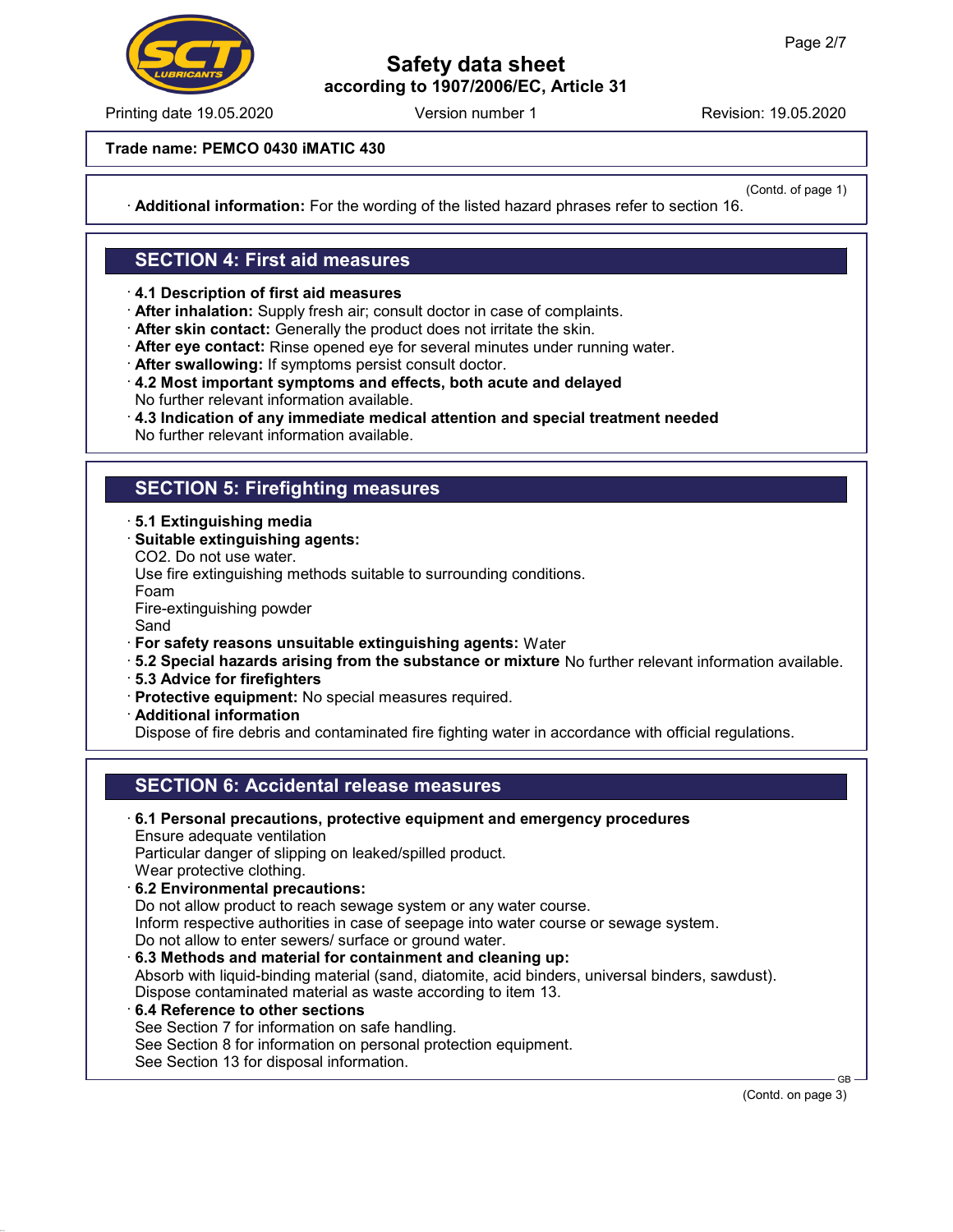(Contd. of page 1)

· **Additional information:** For the wording of the listed hazard phrases refer to section 16.

## SECTION 4: First aid measures

· **4.1 Description of first aid measures**
· **After inhalation:** Supply fresh air; consult doctor in case of complaints.
· **After skin contact:** Generally the product does not irritate the skin.
· **After eye contact:** Rinse opened eye for several minutes under running water.
· **After swallowing:** If symptoms persist consult doctor.
· **4.2 Most important symptoms and effects, both acute and delayed**
No further relevant information available.
· **4.3 Indication of any immediate medical attention and special treatment needed**
No further relevant information available.

## SECTION 5: Firefighting measures

· **5.1 Extinguishing media**
· **Suitable extinguishing agents:**
$CO_2$. Do not use water.
Use fire extinguishing methods suitable to surrounding conditions.
Foam
Fire-extinguishing powder
Sand
· **For safety reasons unsuitable extinguishing agents:** Water
· **5.2 Special hazards arising from the substance or mixture** No further relevant information available.
· **5.3 Advice for firefighters**
· **Protective equipment:** No special measures required.
· **Additional information**
Dispose of fire debris and contaminated fire fighting water in accordance with official regulations.

## SECTION 6: Accidental release measures

· **6.1 Personal precautions, protective equipment and emergency procedures**
Ensure adequate ventilation
Particular danger of slipping on leaked/spilled product.
Wear protective clothing.
· **6.2 Environmental precautions:**
Do not allow product to reach sewage system or any water course.
Inform respective authorities in case of seepage into water course or sewage system.
Do not allow to enter sewers/ surface or ground water.
· **6.3 Methods and material for containment and cleaning up:**
Absorb with liquid-binding material (sand, diatomite, acid binders, universal binders, sawdust).
Dispose contaminated material as waste according to item 13.
· **6.4 Reference to other sections**
See Section 7 for information on safe handling.
See Section 8 for information on personal protection equipment.
See Section 13 for disposal information.

(Contd. on page 3)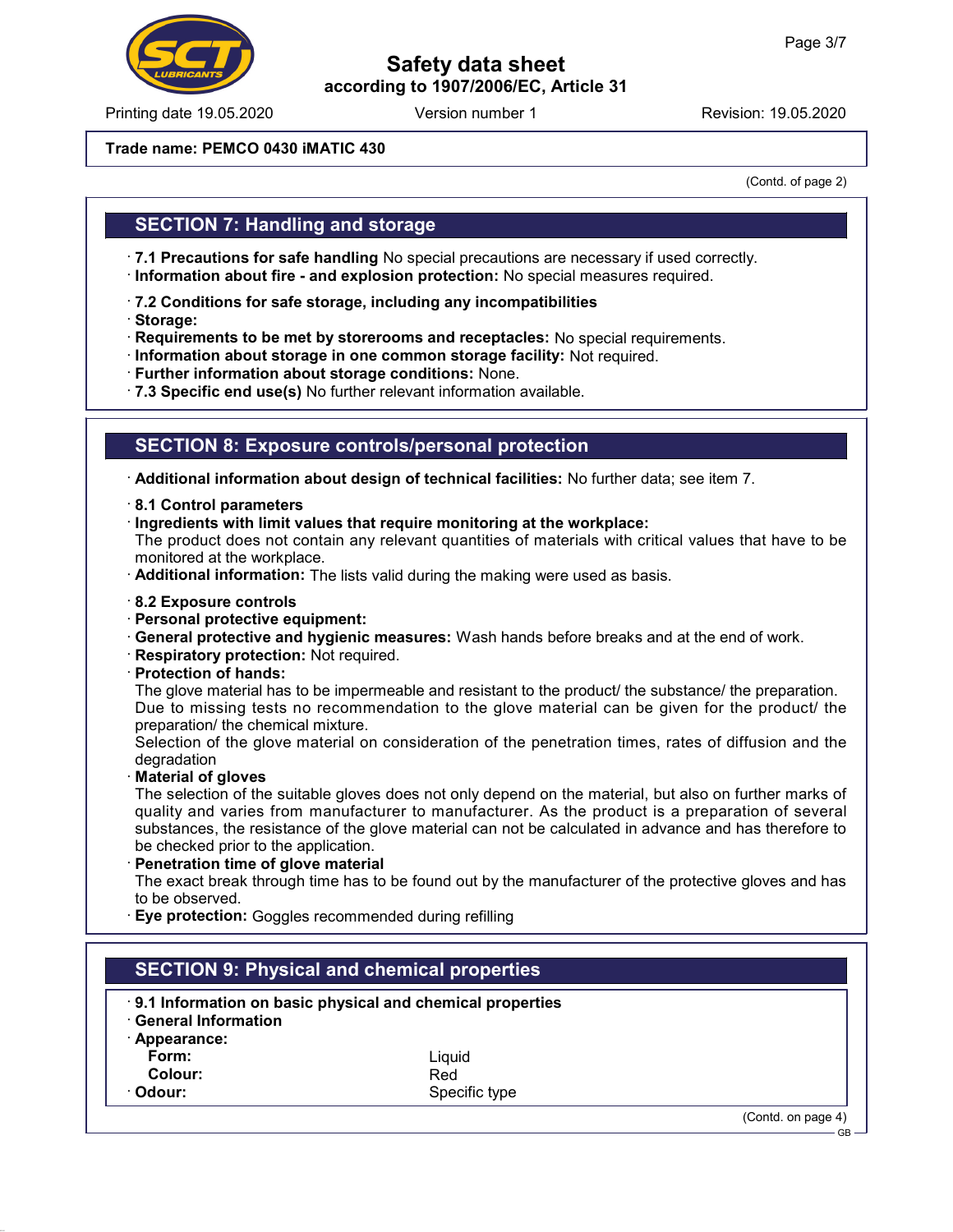**Trade name: PEMCO 0430 iMATIC 430**

(Contd. of page 2)

## SECTION 7: Handling and storage

· **7.1 Precautions for safe handling** No special precautions are necessary if used correctly.
· **Information about fire - and explosion protection:** No special measures required.

· **7.2 Conditions for safe storage, including any incompatibilities**
· **Storage:**
· **Requirements to be met by storerooms and receptacles:** No special requirements.
· **Information about storage in one common storage facility:** Not required.
· **Further information about storage conditions:** None.
· **7.3 Specific end use(s)** No further relevant information available.

## SECTION 8: Exposure controls/personal protection

· **Additional information about design of technical facilities:** No further data; see item 7.

· **8.1 Control parameters**
· **Ingredients with limit values that require monitoring at the workplace:**
The product does not contain any relevant quantities of materials with critical values that have to be monitored at the workplace.
· **Additional information:** The lists valid during the making were used as basis.

· **8.2 Exposure controls**
· **Personal protective equipment:**
· **General protective and hygienic measures:** Wash hands before breaks and at the end of work.
· **Respiratory protection:** Not required.
· **Protection of hands:**
The glove material has to be impermeable and resistant to the product/ the substance/ the preparation.
Due to missing tests no recommendation to the glove material can be given for the product/ the preparation/ the chemical mixture.
Selection of the glove material on consideration of the penetration times, rates of diffusion and the degradation
· **Material of gloves**
The selection of the suitable gloves does not only depend on the material, but also on further marks of quality and varies from manufacturer to manufacturer. As the product is a preparation of several substances, the resistance of the glove material can not be calculated in advance and has therefore to be checked prior to the application.
· **Penetration time of glove material**
The exact break through time has to be found out by the manufacturer of the protective gloves and has to be observed.
· **Eye protection:** Goggles recommended during refilling

## SECTION 9: Physical and chemical properties

· **9.1 Information on basic physical and chemical properties**
· **General Information**
· **Appearance:**

| | |
|---|---|
| **Form:** | Liquid |
| **Colour:** | Red |
| · **Odour:** | Specific type |

(Contd. on page 4)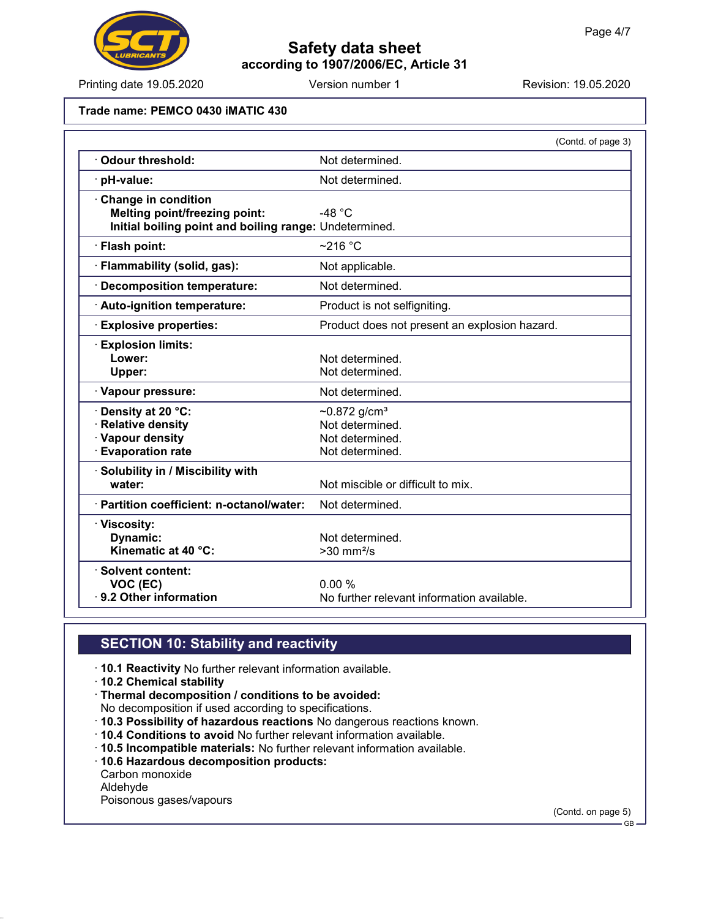**Trade name: PEMCO 0430 iMATIC 430**

(Contd. of page 3)

| Property | Value |
|---|---|
| · **Odour threshold:** | Not determined. |
| · **pH-value:** | Not determined. |
| · **Change in condition** | |
| **Melting point/freezing point:** | -48 °C |
| **Initial boiling point and boiling range:** | Undetermined. |
| · **Flash point:** | ~216 °C |
| · **Flammability (solid, gas):** | Not applicable. |
| · **Decomposition temperature:** | Not determined. |
| · **Auto-ignition temperature:** | Product is not selfigniting. |
| · **Explosive properties:** | Product does not present an explosion hazard. |
| · **Explosion limits:** | |
| **Lower:** | Not determined. |
| **Upper:** | Not determined. |
| · **Vapour pressure:** | Not determined. |
| · **Density at 20 °C:** | ~0.872 g/cm³ |
| · **Relative density** | Not determined. |
| · **Vapour density** | Not determined. |
| · **Evaporation rate** | Not determined. |
| · **Solubility in / Miscibility with water:** | Not miscible or difficult to mix. |
| · **Partition coefficient: n-octanol/water:** | Not determined. |
| · **Viscosity:** | |
| **Dynamic:** | Not determined. |
| **Kinematic at 40 °C:** | >30 mm²/s |
| · **Solvent content:** | |
| **VOC (EC)** | 0.00 % |
| · **9.2 Other information** | No further relevant information available. |

## SECTION 10: Stability and reactivity

- · **10.1 Reactivity** No further relevant information available.
- · **10.2 Chemical stability**
- · **Thermal decomposition / conditions to be avoided:**
  No decomposition if used according to specifications.
- · **10.3 Possibility of hazardous reactions** No dangerous reactions known.
- · **10.4 Conditions to avoid** No further relevant information available.
- · **10.5 Incompatible materials:** No further relevant information available.
- · **10.6 Hazardous decomposition products:**
  Carbon monoxide
  Aldehyde
  Poisonous gases/vapours

(Contd. on page 5)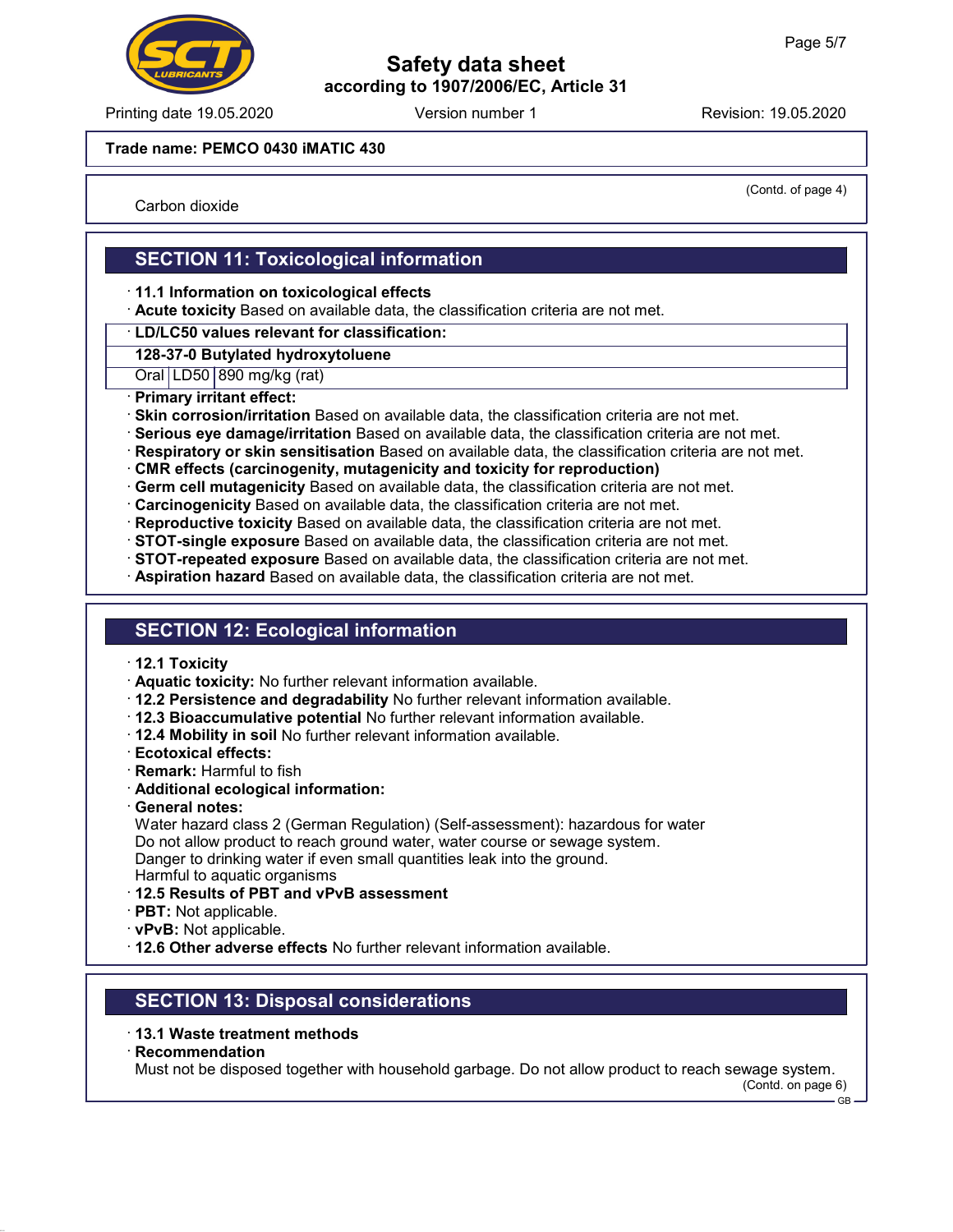Carbon dioxide

(Contd. of page 4)

## SECTION 11: Toxicological information

· **11.1 Information on toxicological effects**
· **Acute toxicity** Based on available data, the classification criteria are not met.

| · LD/LC50 values relevant for classification: | | |
|---|---|---|
| **128-37-0 Butylated hydroxytoluene** | | |
| Oral | LD50 | 890 mg/kg (rat) |

· **Primary irritant effect:**
· **Skin corrosion/irritation** Based on available data, the classification criteria are not met.
· **Serious eye damage/irritation** Based on available data, the classification criteria are not met.
· **Respiratory or skin sensitisation** Based on available data, the classification criteria are not met.
· **CMR effects (carcinogenity, mutagenicity and toxicity for reproduction)**
· **Germ cell mutagenicity** Based on available data, the classification criteria are not met.
· **Carcinogenicity** Based on available data, the classification criteria are not met.
· **Reproductive toxicity** Based on available data, the classification criteria are not met.
· **STOT-single exposure** Based on available data, the classification criteria are not met.
· **STOT-repeated exposure** Based on available data, the classification criteria are not met.
· **Aspiration hazard** Based on available data, the classification criteria are not met.

## SECTION 12: Ecological information

· **12.1 Toxicity**
· **Aquatic toxicity:** No further relevant information available.
· **12.2 Persistence and degradability** No further relevant information available.
· **12.3 Bioaccumulative potential** No further relevant information available.
· **12.4 Mobility in soil** No further relevant information available.
· **Ecotoxical effects:**
· **Remark:** Harmful to fish
· **Additional ecological information:**
· **General notes:**
Water hazard class 2 (German Regulation) (Self-assessment): hazardous for water
Do not allow product to reach ground water, water course or sewage system.
Danger to drinking water if even small quantities leak into the ground.
Harmful to aquatic organisms
· **12.5 Results of PBT and vPvB assessment**
· **PBT:** Not applicable.
· **vPvB:** Not applicable.
· **12.6 Other adverse effects** No further relevant information available.

## SECTION 13: Disposal considerations

· **13.1 Waste treatment methods**
· **Recommendation**
Must not be disposed together with household garbage. Do not allow product to reach sewage system.

(Contd. on page 6)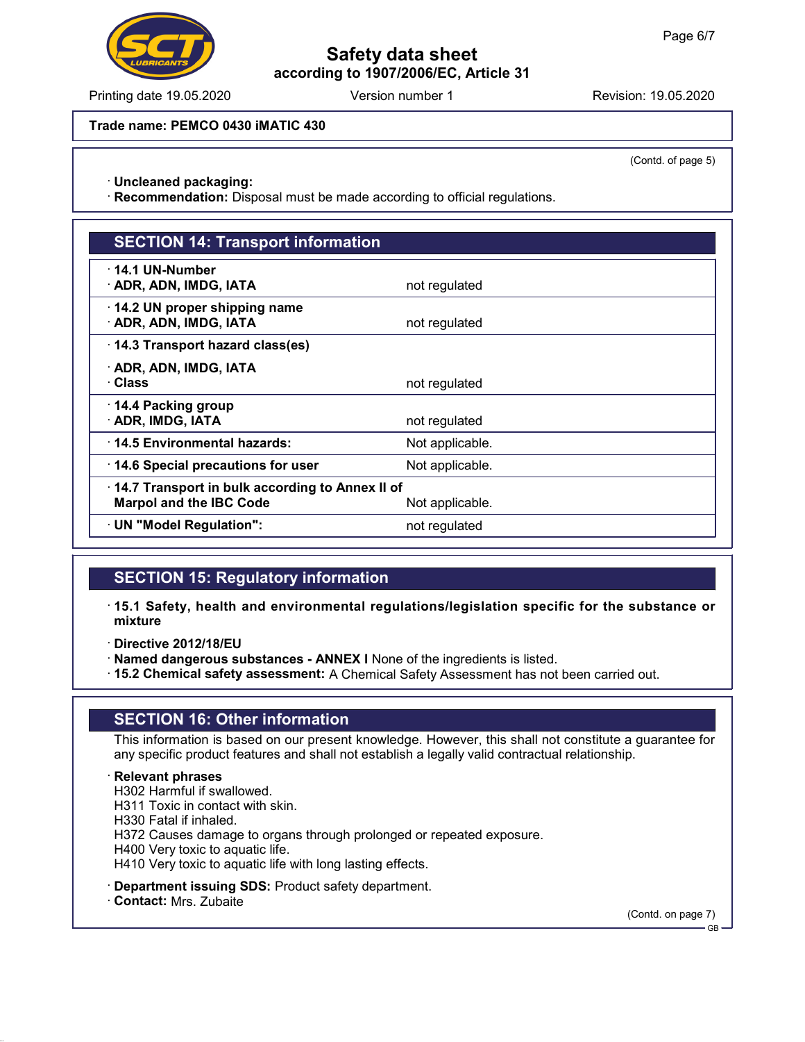Trade name: PEMCO 0430 iMATIC 430

(Contd. of page 5)

· **Uncleaned packaging:**
· **Recommendation:** Disposal must be made according to official regulations.

## SECTION 14: Transport information

| | |
|---|---|
| · **14.1 UN-Number**<br>· **ADR, ADN, IMDG, IATA** | not regulated |
| · **14.2 UN proper shipping name**<br>· **ADR, ADN, IMDG, IATA** | not regulated |
| · **14.3 Transport hazard class(es)**<br>· **ADR, ADN, IMDG, IATA**<br>· **Class** | not regulated |
| · **14.4 Packing group**<br>· **ADR, IMDG, IATA** | not regulated |
| · **14.5 Environmental hazards:** | Not applicable. |
| · **14.6 Special precautions for user** | Not applicable. |
| · **14.7 Transport in bulk according to Annex II of Marpol and the IBC Code** | Not applicable. |
| · **UN "Model Regulation":** | not regulated |

## SECTION 15: Regulatory information

· **15.1 Safety, health and environmental regulations/legislation specific for the substance or mixture**

· **Directive 2012/18/EU**
· **Named dangerous substances - ANNEX I** None of the ingredients is listed.
· **15.2 Chemical safety assessment:** A Chemical Safety Assessment has not been carried out.

## SECTION 16: Other information

This information is based on our present knowledge. However, this shall not constitute a guarantee for any specific product features and shall not establish a legally valid contractual relationship.

· **Relevant phrases**
H302 Harmful if swallowed.
H311 Toxic in contact with skin.
H330 Fatal if inhaled.
H372 Causes damage to organs through prolonged or repeated exposure.
H400 Very toxic to aquatic life.
H410 Very toxic to aquatic life with long lasting effects.

· **Department issuing SDS:** Product safety department.
· **Contact:** Mrs. Zubaite

(Contd. on page 7)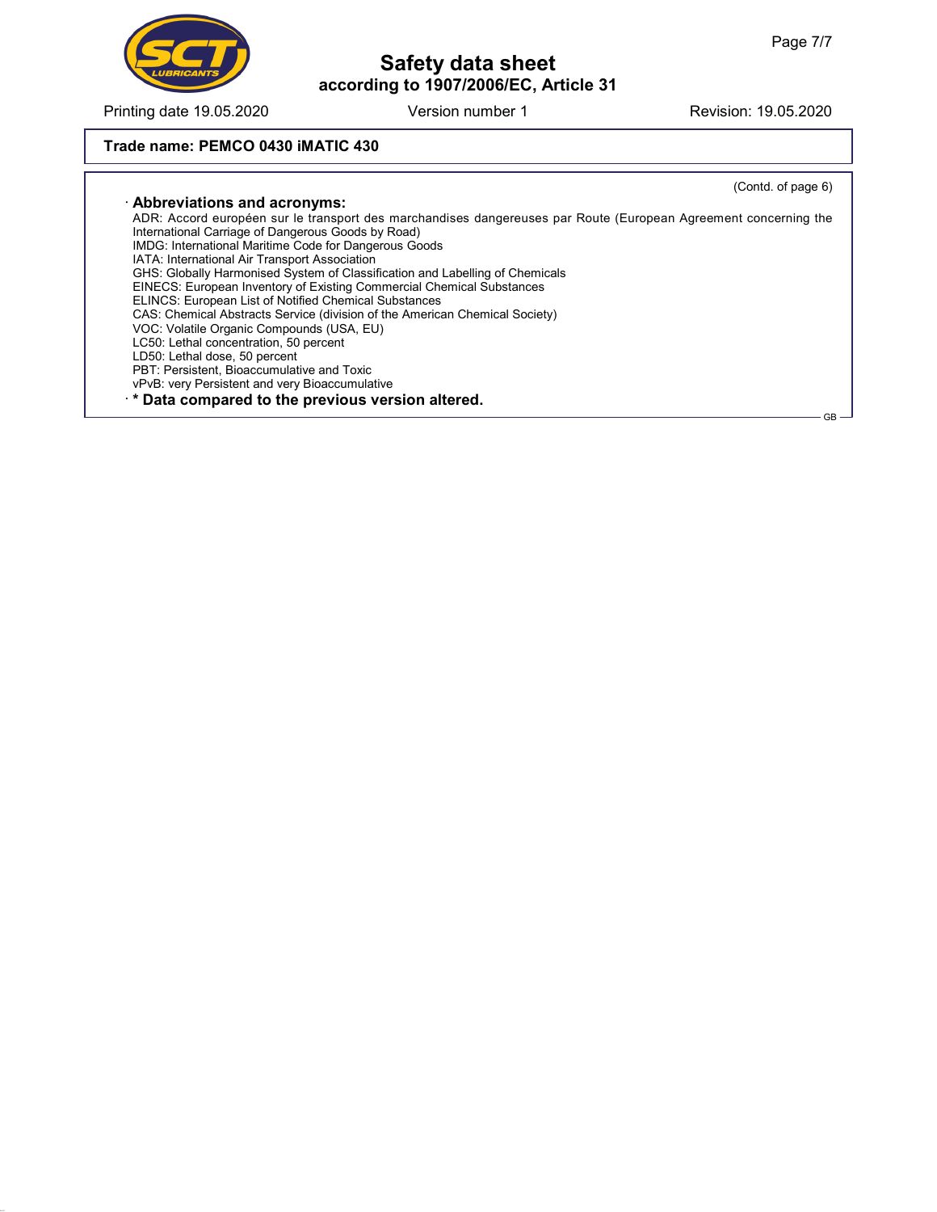(Contd. of page 6)

· **Abbreviations and acronyms:**

ADR: Accord européen sur le transport des marchandises dangereuses par Route (European Agreement concerning the International Carriage of Dangerous Goods by Road)
IMDG: International Maritime Code for Dangerous Goods
IATA: International Air Transport Association
GHS: Globally Harmonised System of Classification and Labelling of Chemicals
EINECS: European Inventory of Existing Commercial Chemical Substances
ELINCS: European List of Notified Chemical Substances
CAS: Chemical Abstracts Service (division of the American Chemical Society)
VOC: Volatile Organic Compounds (USA, EU)
LC50: Lethal concentration, 50 percent
LD50: Lethal dose, 50 percent
PBT: Persistent, Bioaccumulative and Toxic
vPvB: very Persistent and very Bioaccumulative

· **\* Data compared to the previous version altered.**

GB